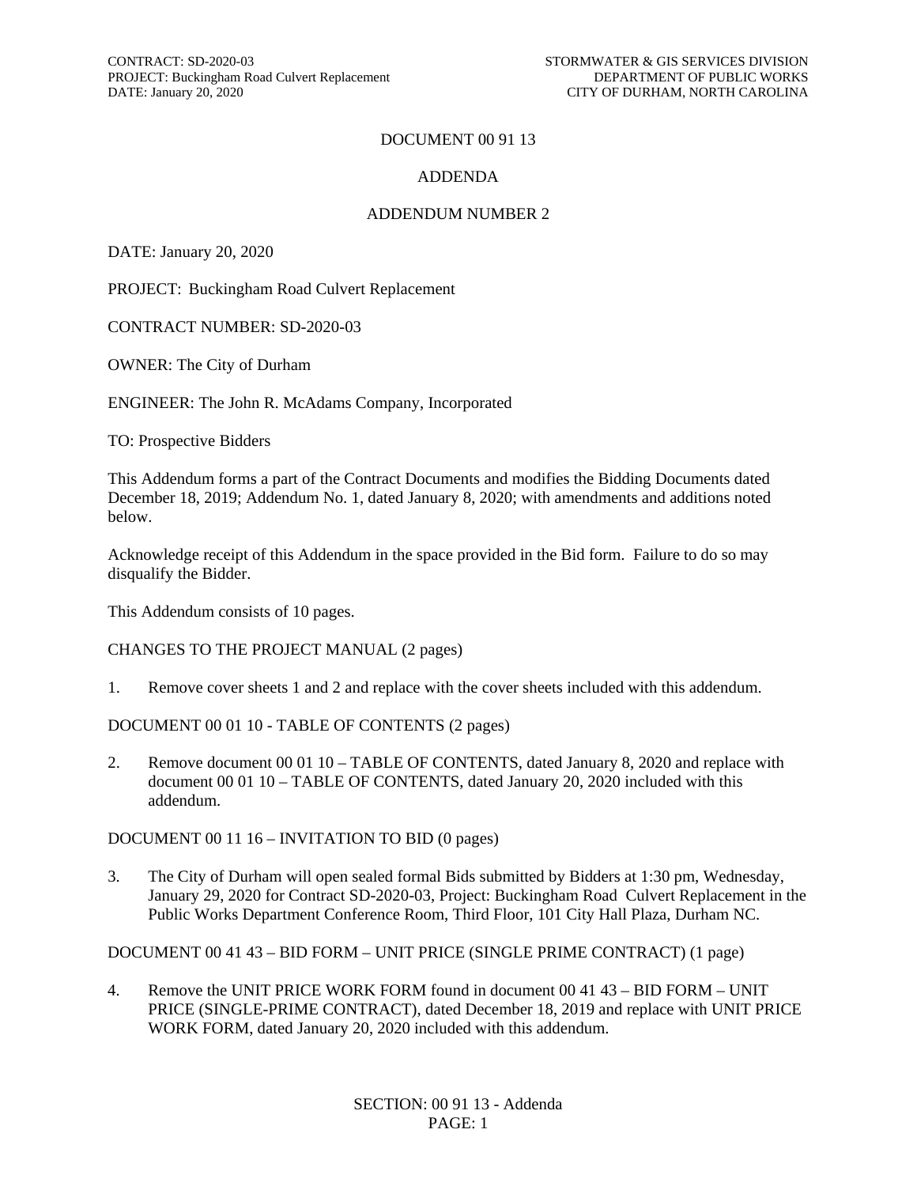# DOCUMENT 00 91 13

## ADDENDA

## ADDENDUM NUMBER 2

DATE: January 20, 2020

PROJECT: Buckingham Road Culvert Replacement

CONTRACT NUMBER: SD-2020-03

OWNER: The City of Durham

ENGINEER: The John R. McAdams Company, Incorporated

TO: Prospective Bidders

This Addendum forms a part of the Contract Documents and modifies the Bidding Documents dated December 18, 2019; Addendum No. 1, dated January 8, 2020; with amendments and additions noted below.

Acknowledge receipt of this Addendum in the space provided in the Bid form. Failure to do so may disqualify the Bidder.

This Addendum consists of 10 pages.

CHANGES TO THE PROJECT MANUAL (2 pages)

1. Remove cover sheets 1 and 2 and replace with the cover sheets included with this addendum.

DOCUMENT 00 01 10 - TABLE OF CONTENTS (2 pages)

2. Remove document 00 01 10 – TABLE OF CONTENTS, dated January 8, 2020 and replace with document 00 01 10 – TABLE OF CONTENTS, dated January 20, 2020 included with this addendum.

DOCUMENT 00 11 16 – INVITATION TO BID (0 pages)

3. The City of Durham will open sealed formal Bids submitted by Bidders at 1:30 pm, Wednesday, January 29, 2020 for Contract SD-2020-03, Project: Buckingham Road Culvert Replacement in the Public Works Department Conference Room, Third Floor, 101 City Hall Plaza, Durham NC.

DOCUMENT 00 41 43 – BID FORM – UNIT PRICE (SINGLE PRIME CONTRACT) (1 page)

4. Remove the UNIT PRICE WORK FORM found in document 00 41 43 – BID FORM – UNIT PRICE (SINGLE-PRIME CONTRACT), dated December 18, 2019 and replace with UNIT PRICE WORK FORM, dated January 20, 2020 included with this addendum.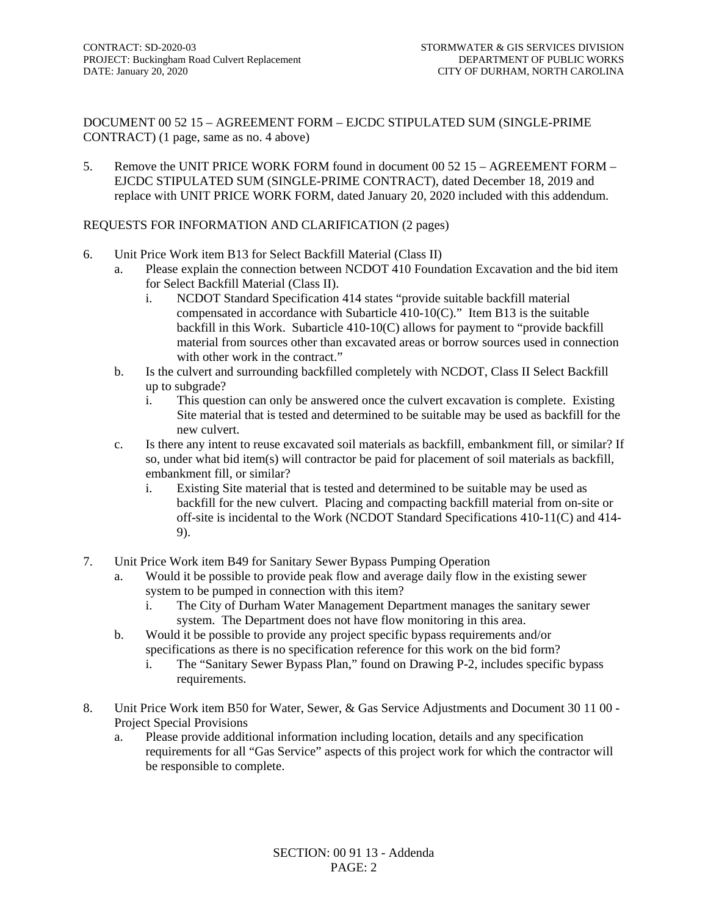DOCUMENT 00 52 15 – AGREEMENT FORM – EJCDC STIPULATED SUM (SINGLE-PRIME CONTRACT) (1 page, same as no. 4 above)

5. Remove the UNIT PRICE WORK FORM found in document 00 52 15 – AGREEMENT FORM – EJCDC STIPULATED SUM (SINGLE-PRIME CONTRACT), dated December 18, 2019 and replace with UNIT PRICE WORK FORM, dated January 20, 2020 included with this addendum.

REQUESTS FOR INFORMATION AND CLARIFICATION (2 pages)

6. Unit Price Work item B13 for Select Backfill Material (Class II)
   a. Please explain the connection between NCDOT 410 Foundation Excavation and the bid item for Select Backfill Material (Class II).
      i. NCDOT Standard Specification 414 states "provide suitable backfill material compensated in accordance with Subarticle 410-10(C)." Item B13 is the suitable backfill in this Work. Subarticle 410-10(C) allows for payment to "provide backfill material from sources other than excavated areas or borrow sources used in connection with other work in the contract."
   b. Is the culvert and surrounding backfilled completely with NCDOT, Class II Select Backfill up to subgrade?
      i. This question can only be answered once the culvert excavation is complete. Existing Site material that is tested and determined to be suitable may be used as backfill for the new culvert.
   c. Is there any intent to reuse excavated soil materials as backfill, embankment fill, or similar? If so, under what bid item(s) will contractor be paid for placement of soil materials as backfill, embankment fill, or similar?
      i. Existing Site material that is tested and determined to be suitable may be used as backfill for the new culvert. Placing and compacting backfill material from on-site or off-site is incidental to the Work (NCDOT Standard Specifications 410-11(C) and 414-9).

7. Unit Price Work item B49 for Sanitary Sewer Bypass Pumping Operation
   a. Would it be possible to provide peak flow and average daily flow in the existing sewer system to be pumped in connection with this item?
      i. The City of Durham Water Management Department manages the sanitary sewer system. The Department does not have flow monitoring in this area.
   b. Would it be possible to provide any project specific bypass requirements and/or specifications as there is no specification reference for this work on the bid form?
      i. The "Sanitary Sewer Bypass Plan," found on Drawing P-2, includes specific bypass requirements.

8. Unit Price Work item B50 for Water, Sewer, & Gas Service Adjustments and Document 30 11 00 - Project Special Provisions
   a. Please provide additional information including location, details and any specification requirements for all "Gas Service" aspects of this project work for which the contractor will be responsible to complete.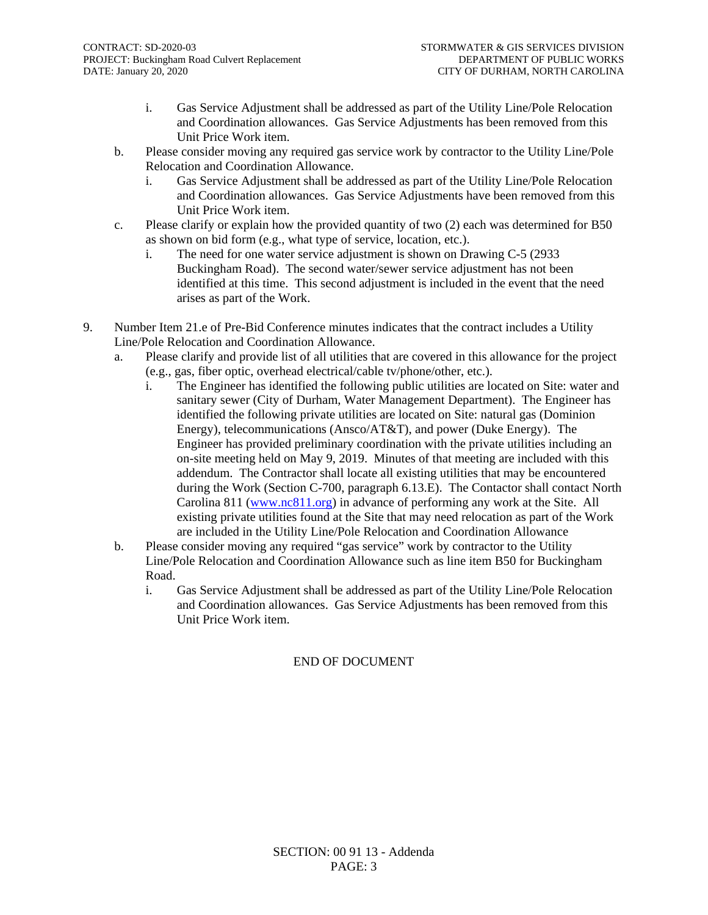i. Gas Service Adjustment shall be addressed as part of the Utility Line/Pole Relocation and Coordination allowances. Gas Service Adjustments has been removed from this Unit Price Work item.

b. Please consider moving any required gas service work by contractor to the Utility Line/Pole Relocation and Coordination Allowance.

   i. Gas Service Adjustment shall be addressed as part of the Utility Line/Pole Relocation and Coordination allowances. Gas Service Adjustments have been removed from this Unit Price Work item.

c. Please clarify or explain how the provided quantity of two (2) each was determined for B50 as shown on bid form (e.g., what type of service, location, etc.).

   i. The need for one water service adjustment is shown on Drawing C-5 (2933 Buckingham Road). The second water/sewer service adjustment has not been identified at this time. This second adjustment is included in the event that the need arises as part of the Work.

9. Number Item 21.e of Pre-Bid Conference minutes indicates that the contract includes a Utility Line/Pole Relocation and Coordination Allowance.

   a. Please clarify and provide list of all utilities that are covered in this allowance for the project (e.g., gas, fiber optic, overhead electrical/cable tv/phone/other, etc.).

      i. The Engineer has identified the following public utilities are located on Site: water and sanitary sewer (City of Durham, Water Management Department). The Engineer has identified the following private utilities are located on Site: natural gas (Dominion Energy), telecommunications (Ansco/AT&T), and power (Duke Energy). The Engineer has provided preliminary coordination with the private utilities including an on-site meeting held on May 9, 2019. Minutes of that meeting are included with this addendum. The Contractor shall locate all existing utilities that may be encountered during the Work (Section C-700, paragraph 6.13.E). The Contactor shall contact North Carolina 811 (www.nc811.org) in advance of performing any work at the Site. All existing private utilities found at the Site that may need relocation as part of the Work are included in the Utility Line/Pole Relocation and Coordination Allowance

   b. Please consider moving any required "gas service" work by contractor to the Utility Line/Pole Relocation and Coordination Allowance such as line item B50 for Buckingham Road.

      i. Gas Service Adjustment shall be addressed as part of the Utility Line/Pole Relocation and Coordination allowances. Gas Service Adjustments has been removed from this Unit Price Work item.

END OF DOCUMENT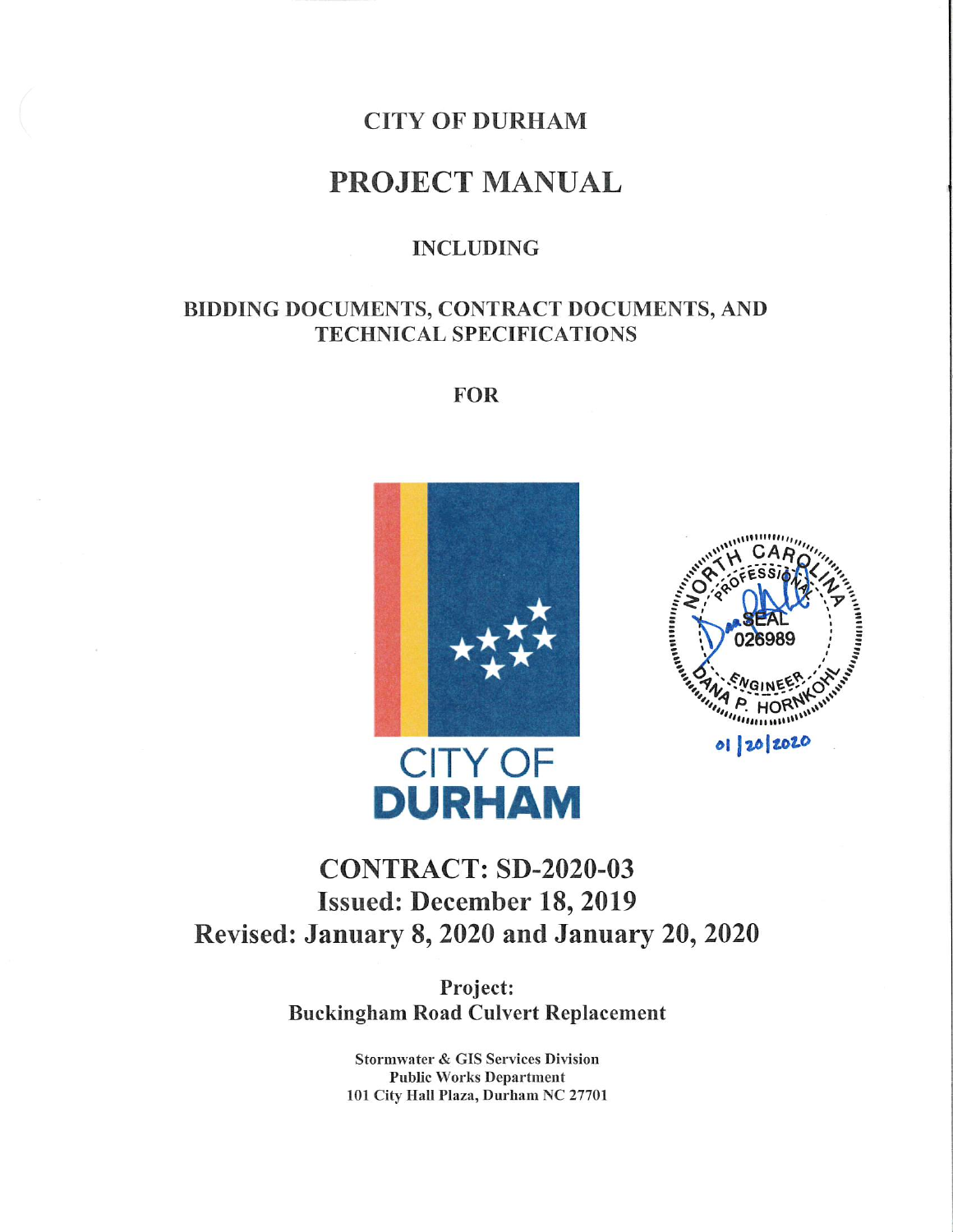# CITY OF DURHAM

# PROJECT MANUAL

### INCLUDING

### BIDDING DOCUMENTS, CONTRACT DOCUMENTS, AND TECHNICAL SPECIFICATIONS

### FOR

CITY OF
**DURHAM**

NORTH CAROLINA
PROFESSIONAL
SEAL
026989
ENGINEER
DANA P. HORNKOHL
01/20/2020

## CONTRACT: SD-2020-03
## Issued: December 18, 2019
## Revised: January 8, 2020 and January 20, 2020

**Project:**
**Buckingham Road Culvert Replacement**

**Stormwater & GIS Services Division**
**Public Works Department**
**101 City Hall Plaza, Durham NC 27701**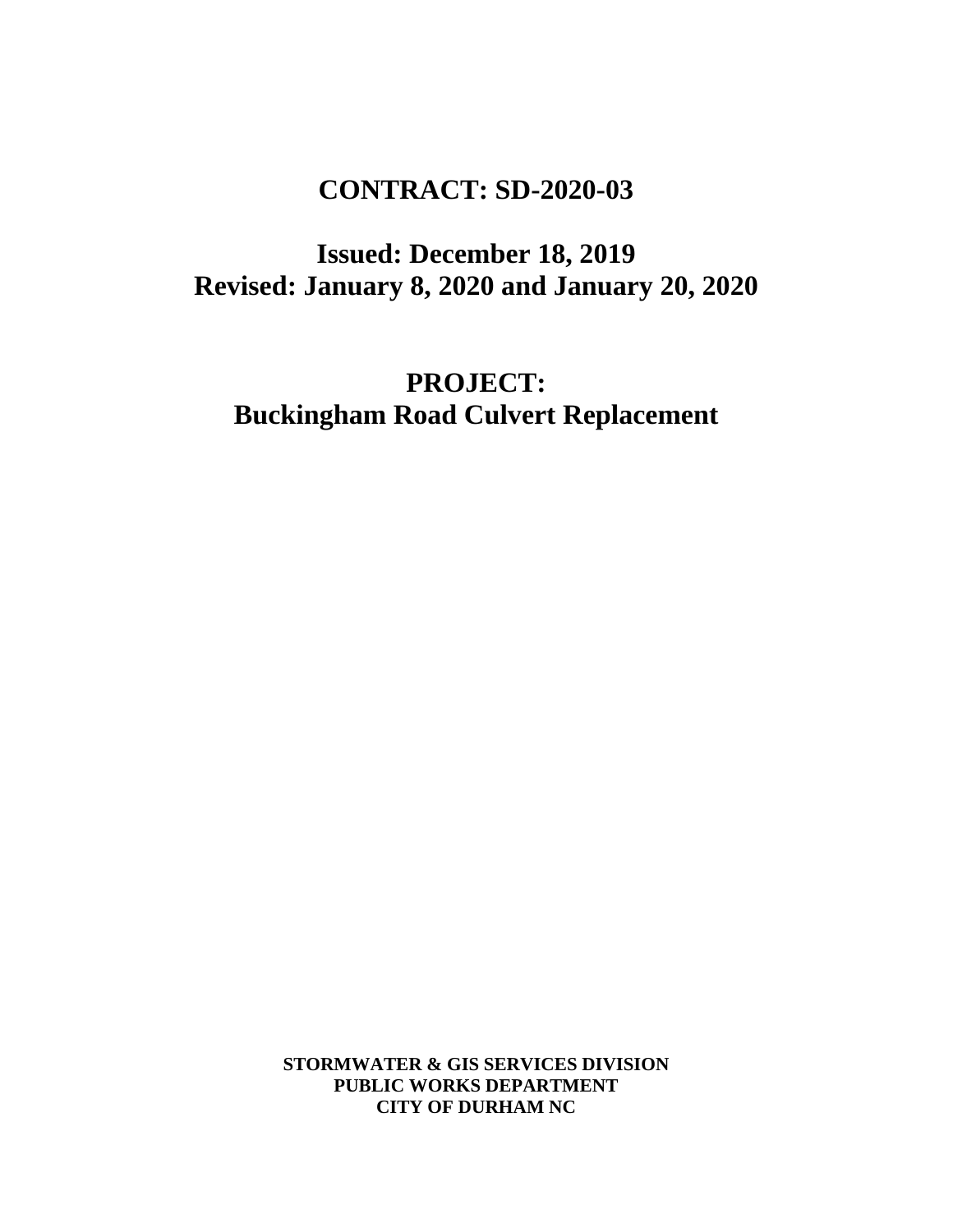# CONTRACT: SD-2020-03

## Issued: December 18, 2019
## Revised: January 8, 2020 and January 20, 2020

# PROJECT:
# Buckingham Road Culvert Replacement

**STORMWATER & GIS SERVICES DIVISION**
**PUBLIC WORKS DEPARTMENT**
**CITY OF DURHAM NC**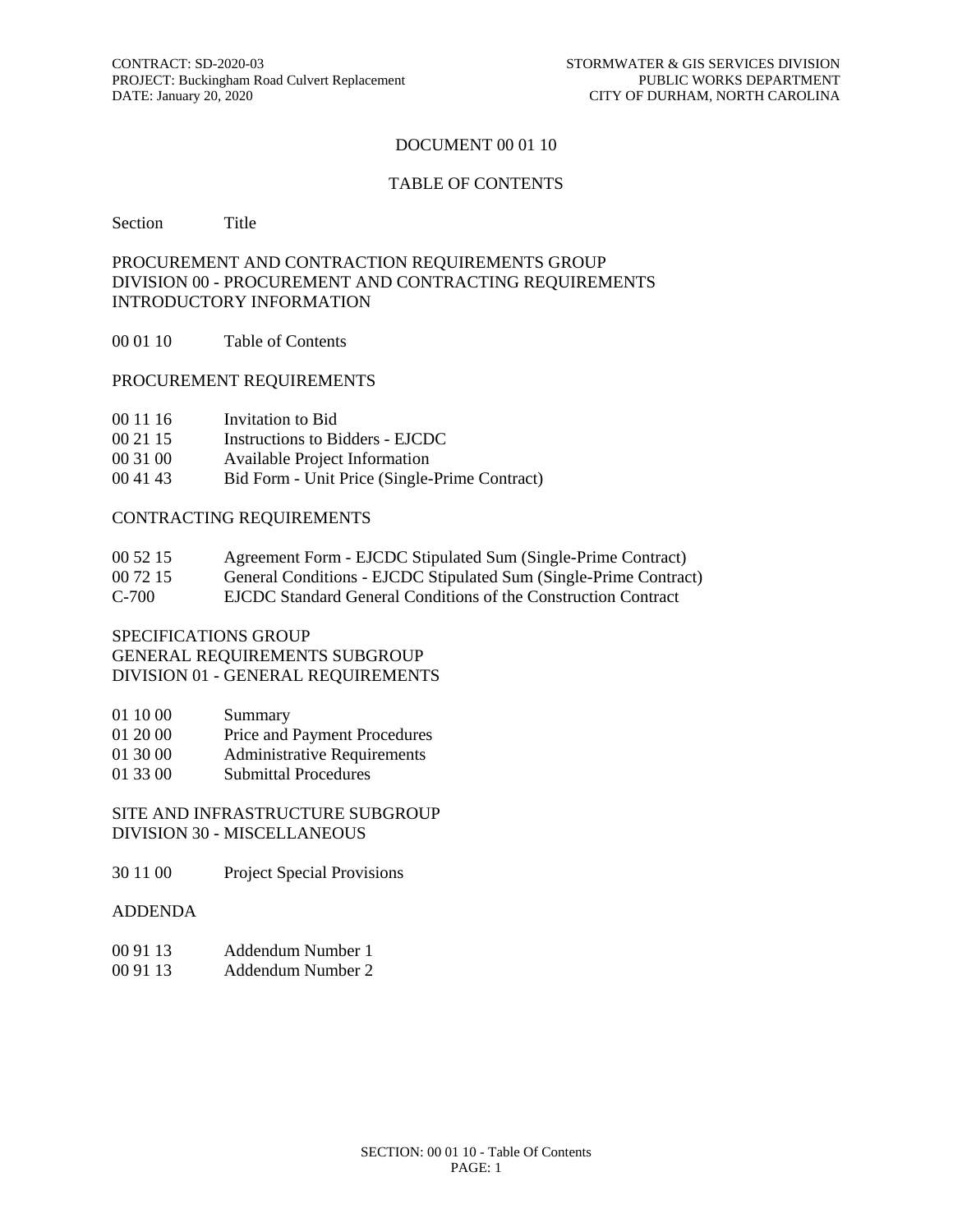# DOCUMENT 00 01 10

## TABLE OF CONTENTS

| Section | Title |
|---|---|

### PROCUREMENT AND CONTRACTION REQUIREMENTS GROUP
### DIVISION 00 - PROCUREMENT AND CONTRACTING REQUIREMENTS
### INTRODUCTORY INFORMATION

| Section | Title |
|---|---|
| 00 01 10 | Table of Contents |

### PROCUREMENT REQUIREMENTS

| Section | Title |
|---|---|
| 00 11 16 | Invitation to Bid |
| 00 21 15 | Instructions to Bidders - EJCDC |
| 00 31 00 | Available Project Information |
| 00 41 43 | Bid Form - Unit Price (Single-Prime Contract) |

### CONTRACTING REQUIREMENTS

| Section | Title |
|---|---|
| 00 52 15 | Agreement Form - EJCDC Stipulated Sum (Single-Prime Contract) |
| 00 72 15 | General Conditions - EJCDC Stipulated Sum (Single-Prime Contract) |
| C-700 | EJCDC Standard General Conditions of the Construction Contract |

### SPECIFICATIONS GROUP
### GENERAL REQUIREMENTS SUBGROUP
### DIVISION 01 - GENERAL REQUIREMENTS

| Section | Title |
|---|---|
| 01 10 00 | Summary |
| 01 20 00 | Price and Payment Procedures |
| 01 30 00 | Administrative Requirements |
| 01 33 00 | Submittal Procedures |

### SITE AND INFRASTRUCTURE SUBGROUP
### DIVISION 30 - MISCELLANEOUS

| Section | Title |
|---|---|
| 30 11 00 | Project Special Provisions |

### ADDENDA

| Section | Title |
|---|---|
| 00 91 13 | Addendum Number 1 |
| 00 91 13 | Addendum Number 2 |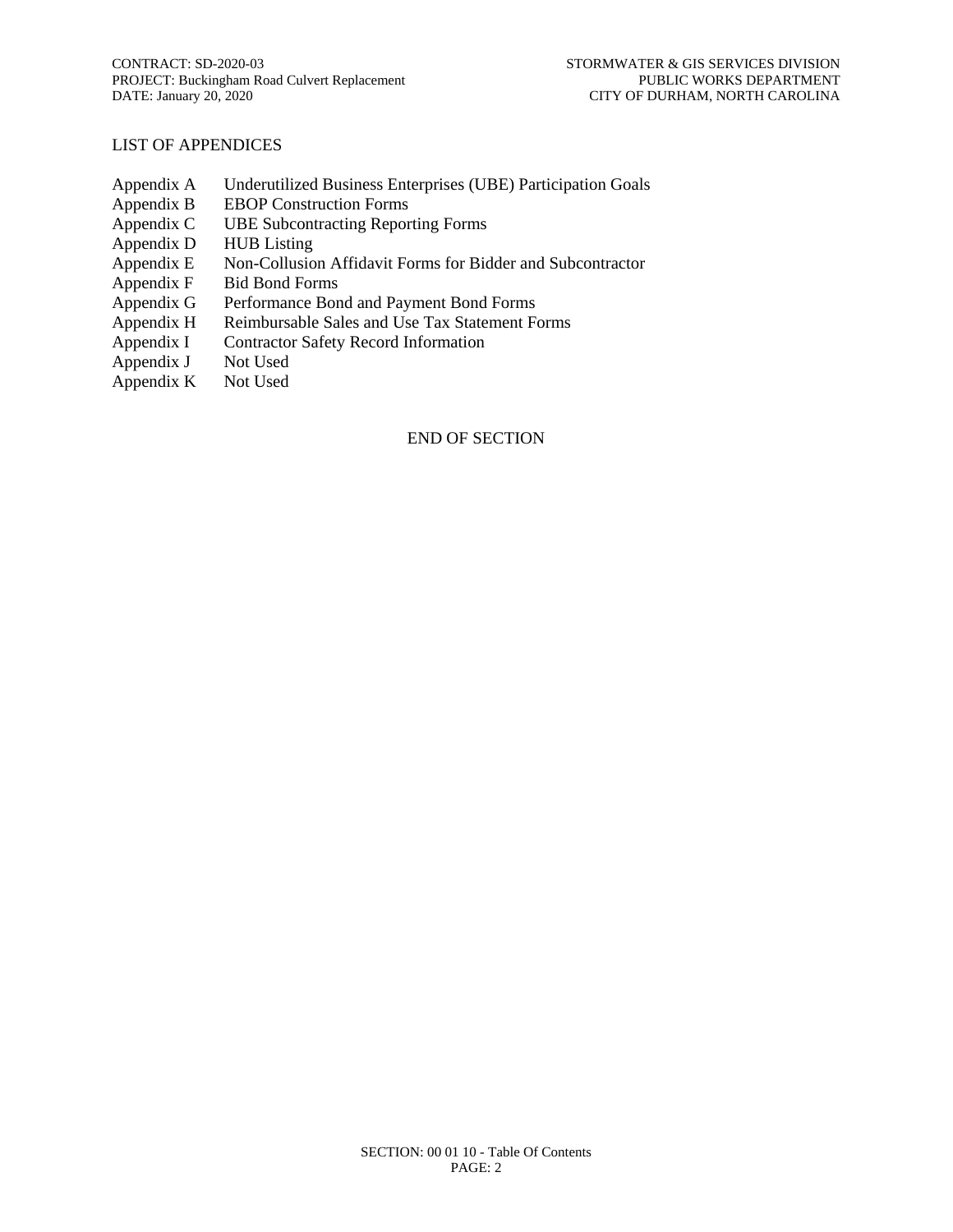LIST OF APPENDICES

| | |
|---|---|
| Appendix A | Underutilized Business Enterprises (UBE) Participation Goals |
| Appendix B | EBOP Construction Forms |
| Appendix C | UBE Subcontracting Reporting Forms |
| Appendix D | HUB Listing |
| Appendix E | Non-Collusion Affidavit Forms for Bidder and Subcontractor |
| Appendix F | Bid Bond Forms |
| Appendix G | Performance Bond and Payment Bond Forms |
| Appendix H | Reimbursable Sales and Use Tax Statement Forms |
| Appendix I | Contractor Safety Record Information |
| Appendix J | Not Used |
| Appendix K | Not Used |

END OF SECTION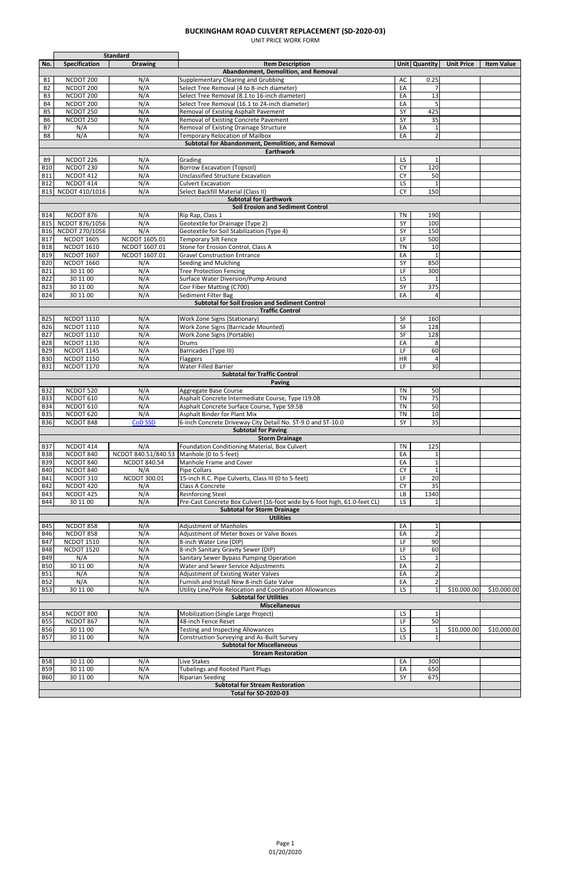# BUCKINGHAM ROAD CULVERT REPLACEMENT (SD-2020-03)

UNIT PRICE WORK FORM

| No. | Standard Specification | Standard Drawing | Item Description | Unit | Quantity | Unit Price | Item Value |
|---|---|---|---|---|---|---|---|
| | | | **Abandonment, Demolition, and Removal** | | | | |
| B1 | NCDOT 200 | N/A | Supplementary Clearing and Grubbing | AC | 0.25 | | |
| B2 | NCDOT 200 | N/A | Select Tree Removal (4 to 8-inch diameter) | EA | 7 | | |
| B3 | NCDOT 200 | N/A | Select Tree Removal (8.1 to 16-inch diameter) | EA | 13 | | |
| B4 | NCDOT 200 | N/A | Select Tree Removal (16.1 to 24-inch diameter) | EA | 5 | | |
| B5 | NCDOT 250 | N/A | Removal of Existing Asphalt Pavement | SY | 425 | | |
| B6 | NCDOT 250 | N/A | Removal of Existing Concrete Pavement | SY | 35 | | |
| B7 | N/A | N/A | Removal of Existing Drainage Structure | EA | 1 | | |
| B8 | N/A | N/A | Temporary Relocation of Mailbox | EA | 2 | | |
| | | | **Subtotal for Abandonment, Demolition, and Removal** | | | | |
| | | | **Earthwork** | | | | |
| B9 | NCDOT 226 | N/A | Grading | LS | 1 | | |
| B10 | NCDOT 230 | N/A | Borrow Excavation (Topsoil) | CY | 120 | | |
| B11 | NCDOT 412 | N/A | Unclassified Structure Excavation | CY | 50 | | |
| B12 | NCDOT 414 | N/A | Culvert Excavation | LS | 1 | | |
| B13 | NCDOT 410/1016 | N/A | Select Backfill Material (Class II) | CY | 150 | | |
| | | | **Subtotal for Earthwork** | | | | |
| | | | **Soil Erosion and Sediment Control** | | | | |
| B14 | NCDOT 876 | N/A | Rip Rap, Class 1 | TN | 190 | | |
| B15 | NCDOT 876/1056 | N/A | Geotextile for Drainage (Type 2) | SY | 100 | | |
| B16 | NCDOT 270/1056 | N/A | Geotextile for Soil Stabilization (Type 4) | SY | 150 | | |
| B17 | NCDOT 1605 | NCDOT 1605.01 | Temporary Silt Fence | LF | 500 | | |
| B18 | NCDOT 1610 | NCDOT 1607.01 | Stone for Erosion Control, Class A | TN | 10 | | |
| B19 | NCDOT 1607 | NCDOT 1607.01 | Gravel Construction Entrance | EA | 1 | | |
| B20 | NCDOT 1660 | N/A | Seeding and Mulching | SY | 850 | | |
| B21 | 30 11 00 | N/A | Tree Protection Fencing | LF | 300 | | |
| B22 | 30 11 00 | N/A | Surface Water Diversion/Pump Around | LS | 1 | | |
| B23 | 30 11 00 | N/A | Coir Fiber Matting (C700) | SY | 375 | | |
| B24 | 30 11 00 | N/A | Sediment Filter Bag | EA | 4 | | |
| | | | **Subtotal for Soil Erosion and Sediment Control** | | | | |
| | | | **Traffic Control** | | | | |
| B25 | NCDOT 1110 | N/A | Work Zone Signs (Stationary) | SF | 160 | | |
| B26 | NCDOT 1110 | N/A | Work Zone Signs (Barricade Mounted) | SF | 128 | | |
| B27 | NCDOT 1110 | N/A | Work Zone Signs (Portable) | SF | 128 | | |
| B28 | NCDOT 1130 | N/A | Drums | EA | 8 | | |
| B29 | NCDOT 1145 | N/A | Barricades (Type III) | LF | 60 | | |
| B30 | NCDOT 1150 | N/A | Flaggers | HR | 4 | | |
| B31 | NCDOT 1170 | N/A | Water Filled Barrier | LF | 30 | | |
| | | | **Subtotal for Traffic Control** | | | | |
| | | | **Paving** | | | | |
| B32 | NCDOT 520 | N/A | Aggregate Base Course | TN | 50 | | |
| B33 | NCDOT 610 | N/A | Asphalt Concrete Intermediate Course, Type I19.0B | TN | 75 | | |
| B34 | NCDOT 610 | N/A | Asphalt Concrete Surface Course, Type S9.5B | TN | 50 | | |
| B35 | NCDOT 620 | N/A | Asphalt Binder for Plant Mix | TN | 10 | | |
| B36 | NCDOT 848 | CoD SSD | 6-inch Concrete Driveway City Detail No. ST-9.0 and ST-10.0 | SY | 35 | | |
| | | | **Subtotal for Paving** | | | | |
| | | | **Storm Drainage** | | | | |
| B37 | NCDOT 414 | N/A | Foundation Conditioning Material, Box Culvert | TN | 125 | | |
| B38 | NCDOT 840 | NCDOT 840.51/840.53 | Manhole (0 to 5-feet) | EA | 1 | | |
| B39 | NCDOT 840 | NCDOT 840.54 | Manhole Frame and Cover | EA | 1 | | |
| B40 | NCDOT 840 | N/A | Pipe Collars | CY | 1 | | |
| B41 | NCDOT 310 | NCDOT 300.01 | 15-inch R.C. Pipe Culverts, Class III (0 to 5-feet) | LF | 20 | | |
| B42 | NCDOT 420 | N/A | Class A Concrete | CY | 35 | | |
| B43 | NCDOT 425 | N/A | Reinforcing Steel | LB | 1340 | | |
| B44 | 30 11 00 | N/A | Pre-Cast Concrete Box Culvert (16-foot wide by 6-foot high, 61.0-feet CL) | LS | 1 | | |
| | | | **Subtotal for Storm Drainage** | | | | |
| | | | **Utilities** | | | | |
| B45 | NCDOT 858 | N/A | Adjustment of Manholes | EA | 1 | | |
| B46 | NCDOT 858 | N/A | Adjustment of Meter Boxes or Valve Boxes | EA | 2 | | |
| B47 | NCDOT 1510 | N/A | 8-inch Water Line (DIP) | LF | 90 | | |
| B48 | NCDOT 1520 | N/A | 8-inch Sanitary Gravity Sewer (DIP) | LF | 60 | | |
| B49 | N/A | N/A | Sanitary Sewer Bypass Pumping Operation | LS | 1 | | |
| B50 | 30 11 00 | N/A | Water and Sewer Service Adjustments | EA | 2 | | |
| B51 | N/A | N/A | Adjustment of Existing Water Valves | EA | 2 | | |
| B52 | N/A | N/A | Furnish and Install New 8-inch Gate Valve | EA | 2 | | |
| B53 | 30 11 00 | N/A | Utility Line/Pole Relocation and Coordination Allowances | LS | 1 | $10,000.00 | $10,000.00 |
| | | | **Subtotal for Utilities** | | | | |
| | | | **Miscellaneous** | | | | |
| B54 | NCDOT 800 | N/A | Mobilization (Single Large Project) | LS | 1 | | |
| B55 | NCDOT 867 | N/A | 48-inch Fence Reset | LF | 50 | | |
| B56 | 30 11 00 | N/A | Testing and Inspecting Allowances | LS | 1 | $10,000.00 | $10,000.00 |
| B57 | 30 11 00 | N/A | Construction Surveying and As-Built Survey | LS | 1 | | |
| | | | **Subtotal for Miscellaneous** | | | | |
| | | | **Stream Restoration** | | | | |
| B58 | 30 11 00 | N/A | Live Stakes | EA | 300 | | |
| B59 | 30 11 00 | N/A | Tubelings and Rooted Plant Plugs | EA | 650 | | |
| B60 | 30 11 00 | N/A | Riparian Seeding | SY | 675 | | |
| | | | **Subtotal for Stream Restoration** | | | | |
| | | | **Total for SD-2020-03** | | | | |

01/20/2020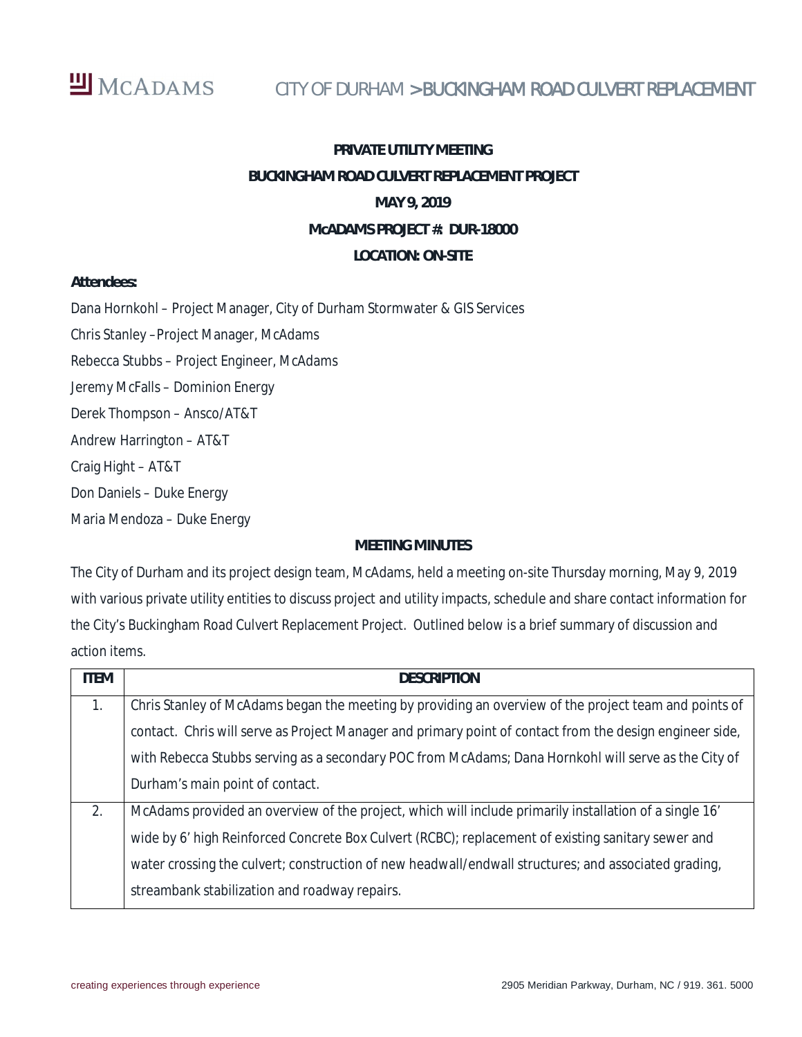# PRIVATE UTILITY MEETING

## BUCKINGHAM ROAD CULVERT REPLACEMENT PROJECT

## MAY 9, 2019

## McADAMS PROJECT #: DUR-18000

## LOCATION: ON-SITE

**Attendees:**

Dana Hornkohl – Project Manager, City of Durham Stormwater & GIS Services

Chris Stanley –Project Manager, McAdams

Rebecca Stubbs – Project Engineer, McAdams

Jeremy McFalls – Dominion Energy

Derek Thompson – Ansco/AT&T

Andrew Harrington – AT&T

Craig Hight – AT&T

Don Daniels – Duke Energy

Maria Mendoza – Duke Energy

**MEETING MINUTES**

The City of Durham and its project design team, McAdams, held a meeting on-site Thursday morning, May 9, 2019 with various private utility entities to discuss project and utility impacts, schedule and share contact information for the City's Buckingham Road Culvert Replacement Project. Outlined below is a brief summary of discussion and action items.

| ITEM | DESCRIPTION |
|---|---|
| 1. | Chris Stanley of McAdams began the meeting by providing an overview of the project team and points of contact. Chris will serve as Project Manager and primary point of contact from the design engineer side, with Rebecca Stubbs serving as a secondary POC from McAdams; Dana Hornkohl will serve as the City of Durham's main point of contact. |
| 2. | McAdams provided an overview of the project, which will include primarily installation of a single 16' wide by 6' high Reinforced Concrete Box Culvert (RCBC); replacement of existing sanitary sewer and water crossing the culvert; construction of new headwall/endwall structures; and associated grading, streambank stabilization and roadway repairs. |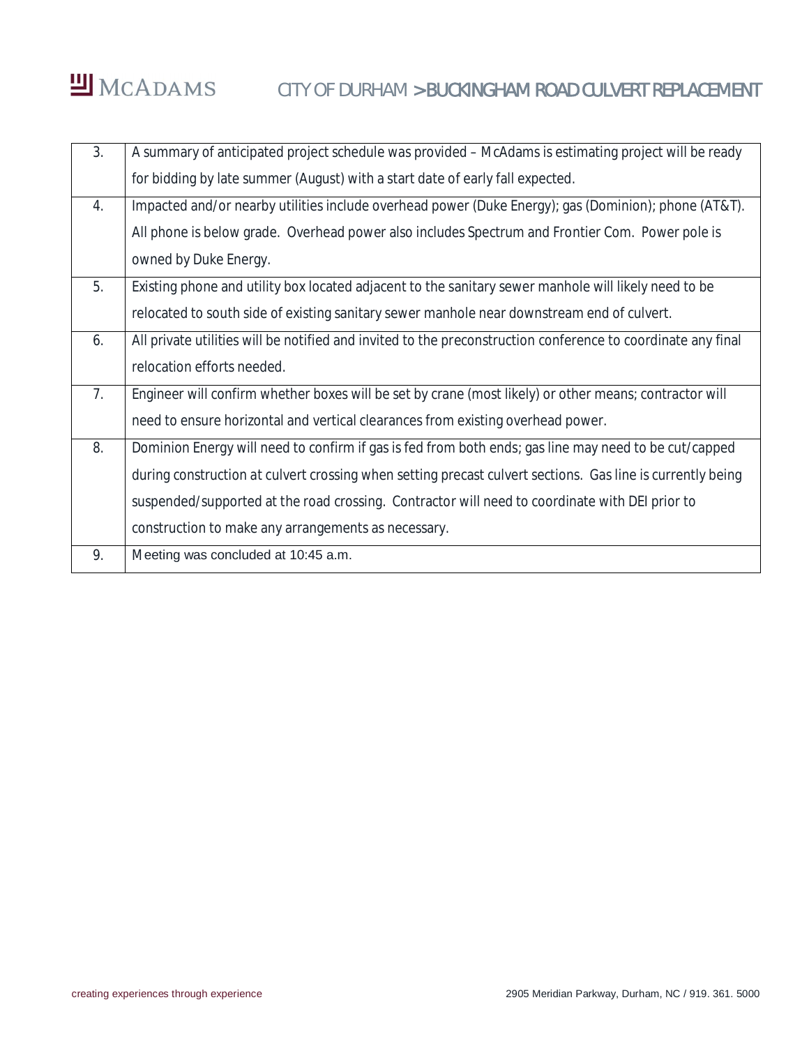| | |
|---|---|
| 3. | A summary of anticipated project schedule was provided – McAdams is estimating project will be ready for bidding by late summer (August) with a start date of early fall expected. |
| 4. | Impacted and/or nearby utilities include overhead power (Duke Energy); gas (Dominion); phone (AT&T). All phone is below grade. Overhead power also includes Spectrum and Frontier Com. Power pole is owned by Duke Energy. |
| 5. | Existing phone and utility box located adjacent to the sanitary sewer manhole will likely need to be relocated to south side of existing sanitary sewer manhole near downstream end of culvert. |
| 6. | All private utilities will be notified and invited to the preconstruction conference to coordinate any final relocation efforts needed. |
| 7. | Engineer will confirm whether boxes will be set by crane (most likely) or other means; contractor will need to ensure horizontal and vertical clearances from existing overhead power. |
| 8. | Dominion Energy will need to confirm if gas is fed from both ends; gas line may need to be cut/capped during construction at culvert crossing when setting precast culvert sections. Gas line is currently being suspended/supported at the road crossing. Contractor will need to coordinate with DEI prior to construction to make any arrangements as necessary. |
| 9. | Meeting was concluded at 10:45 a.m. |